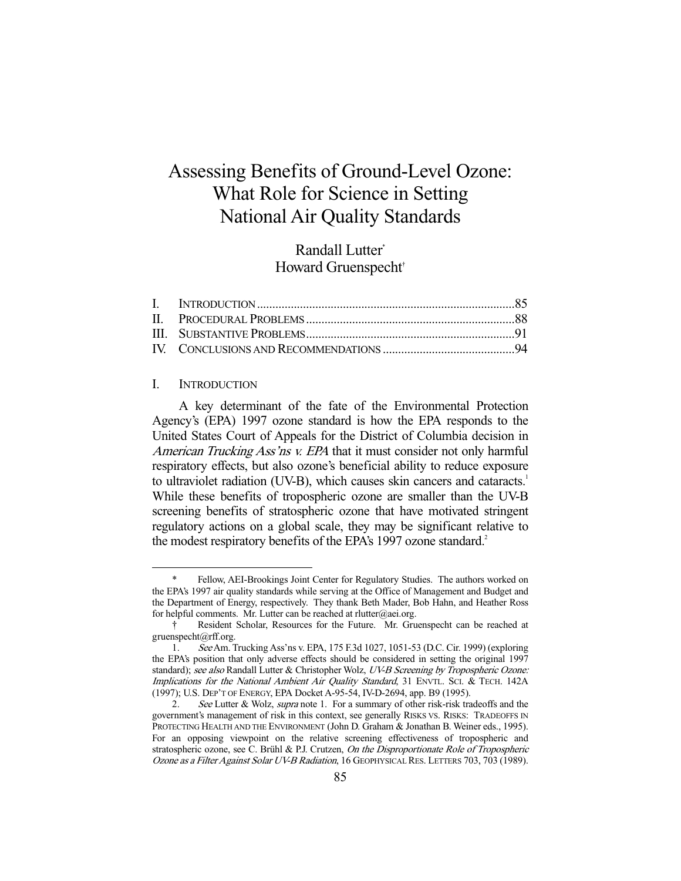# Assessing Benefits of Ground-Level Ozone: What Role for Science in Setting National Air Quality Standards

Randall Lutter[*]
Howard Gruenspecht[†]

| | | |
|---|---|---|
| I. | INTRODUCTION | 85 |
| II. | PROCEDURAL PROBLEMS | 88 |
| III. | SUBSTANTIVE PROBLEMS | 91 |
| IV. | CONCLUSIONS AND RECOMMENDATIONS | 94 |

## I. INTRODUCTION

A key determinant of the fate of the Environmental Protection Agency's (EPA) 1997 ozone standard is how the EPA responds to the United States Court of Appeals for the District of Columbia decision in *American Trucking Ass'ns v. EPA* that it must consider not only harmful respiratory effects, but also ozone's beneficial ability to reduce exposure to ultraviolet radiation (UV-B), which causes skin cancers and cataracts.[1] While these benefits of tropospheric ozone are smaller than the UV-B screening benefits of stratospheric ozone that have motivated stringent regulatory actions on a global scale, they may be significant relative to the modest respiratory benefits of the EPA's 1997 ozone standard.[2]

---

\* Fellow, AEI-Brookings Joint Center for Regulatory Studies. The authors worked on the EPA's 1997 air quality standards while serving at the Office of Management and Budget and the Department of Energy, respectively. They thank Beth Mader, Bob Hahn, and Heather Ross for helpful comments. Mr. Lutter can be reached at rlutter@aei.org.

† Resident Scholar, Resources for the Future. Mr. Gruenspecht can be reached at gruenspecht@rff.org.

1. *See* Am. Trucking Ass'ns v. EPA, 175 F.3d 1027, 1051-53 (D.C. Cir. 1999) (exploring the EPA's position that only adverse effects should be considered in setting the original 1997 standard); *see also* Randall Lutter & Christopher Wolz, *UV-B Screening by Tropospheric Ozone: Implications for the National Ambient Air Quality Standard*, 31 ENVTL. SCI. & TECH. 142A (1997); U.S. DEP'T OF ENERGY, EPA Docket A-95-54, IV-D-2694, app. B9 (1995).

2. *See* Lutter & Wolz, *supra* note 1. For a summary of other risk-risk tradeoffs and the government's management of risk in this context, see generally RISKS VS. RISKS: TRADEOFFS IN PROTECTING HEALTH AND THE ENVIRONMENT (John D. Graham & Jonathan B. Weiner eds., 1995). For an opposing viewpoint on the relative screening effectiveness of tropospheric and stratospheric ozone, see C. Brühl & P.J. Crutzen, *On the Disproportionate Role of Tropospheric Ozone as a Filter Against Solar UV-B Radiation*, 16 GEOPHYSICAL RES. LETTERS 703, 703 (1989).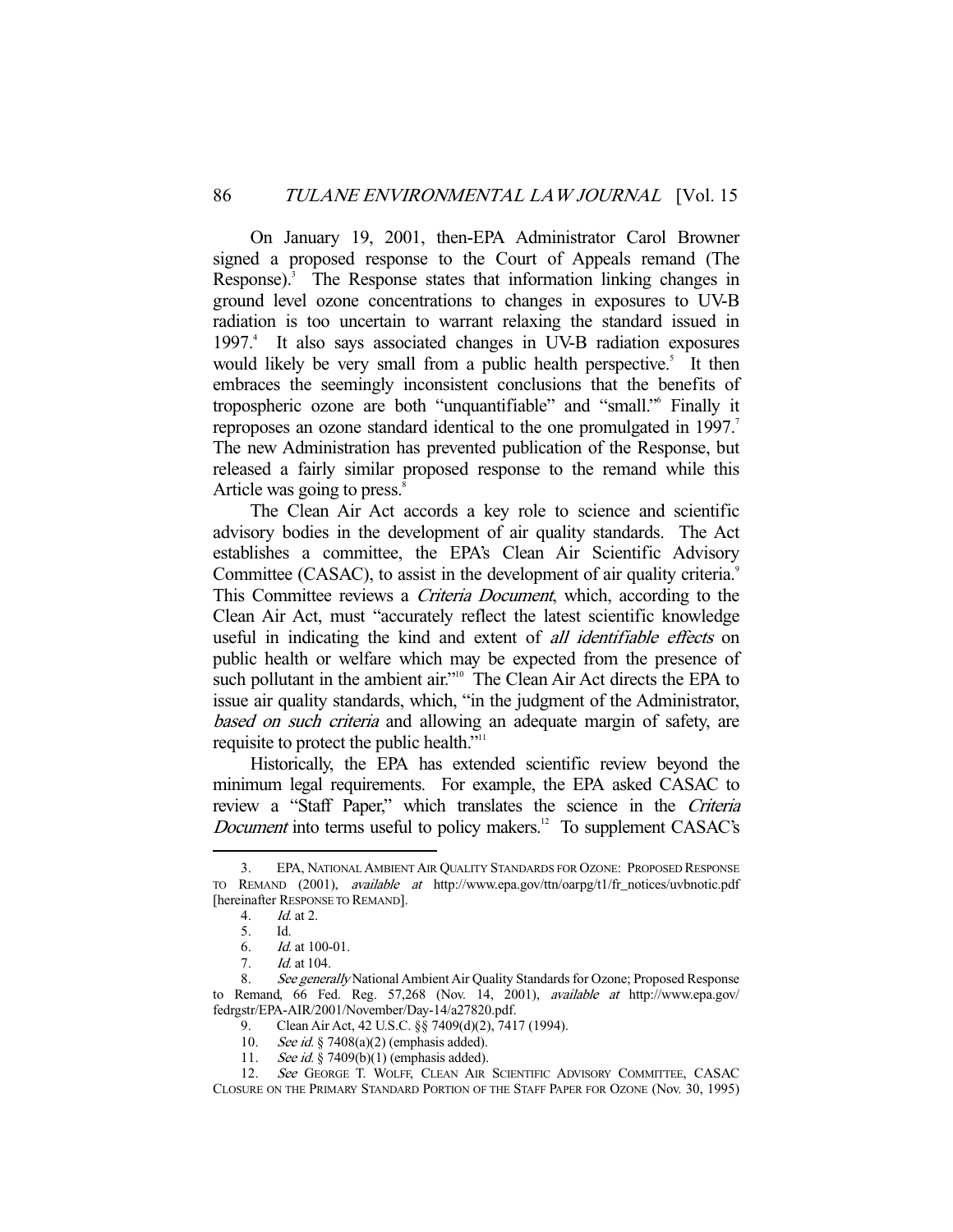On January 19, 2001, then-EPA Administrator Carol Browner signed a proposed response to the Court of Appeals remand (The Response).[3] The Response states that information linking changes in ground level ozone concentrations to changes in exposures to UV-B radiation is too uncertain to warrant relaxing the standard issued in 1997.[4] It also says associated changes in UV-B radiation exposures would likely be very small from a public health perspective.[5] It then embraces the seemingly inconsistent conclusions that the benefits of tropospheric ozone are both "unquantifiable" and "small."[6] Finally it reproposes an ozone standard identical to the one promulgated in 1997.[7] The new Administration has prevented publication of the Response, but released a fairly similar proposed response to the remand while this Article was going to press.[8]

The Clean Air Act accords a key role to science and scientific advisory bodies in the development of air quality standards. The Act establishes a committee, the EPA's Clean Air Scientific Advisory Committee (CASAC), to assist in the development of air quality criteria.[9] This Committee reviews a *Criteria Document*, which, according to the Clean Air Act, must "accurately reflect the latest scientific knowledge useful in indicating the kind and extent of *all identifiable effects* on public health or welfare which may be expected from the presence of such pollutant in the ambient air."[10] The Clean Air Act directs the EPA to issue air quality standards, which, "in the judgment of the Administrator, *based on such criteria* and allowing an adequate margin of safety, are requisite to protect the public health."[11]

Historically, the EPA has extended scientific review beyond the minimum legal requirements. For example, the EPA asked CASAC to review a "Staff Paper," which translates the science in the *Criteria Document* into terms useful to policy makers.[12] To supplement CASAC's

---

3. EPA, NATIONAL AMBIENT AIR QUALITY STANDARDS FOR OZONE: PROPOSED RESPONSE TO REMAND (2001), *available at* http://www.epa.gov/ttn/oarpg/t1/fr_notices/uvbnotic.pdf [hereinafter RESPONSE TO REMAND].

4. *Id.* at 2.

5. Id.

6. *Id.* at 100-01.

7. *Id.* at 104.

8. *See generally* National Ambient Air Quality Standards for Ozone; Proposed Response to Remand, 66 Fed. Reg. 57,268 (Nov. 14, 2001), *available at* http://www.epa.gov/fedrgstr/EPA-AIR/2001/November/Day-14/a27820.pdf.

9. Clean Air Act, 42 U.S.C. §§ 7409(d)(2), 7417 (1994).

10. *See id.* § 7408(a)(2) (emphasis added).

11. *See id.* § 7409(b)(1) (emphasis added).

12. *See* GEORGE T. WOLFF, CLEAN AIR SCIENTIFIC ADVISORY COMMITTEE, CASAC CLOSURE ON THE PRIMARY STANDARD PORTION OF THE STAFF PAPER FOR OZONE (Nov. 30, 1995)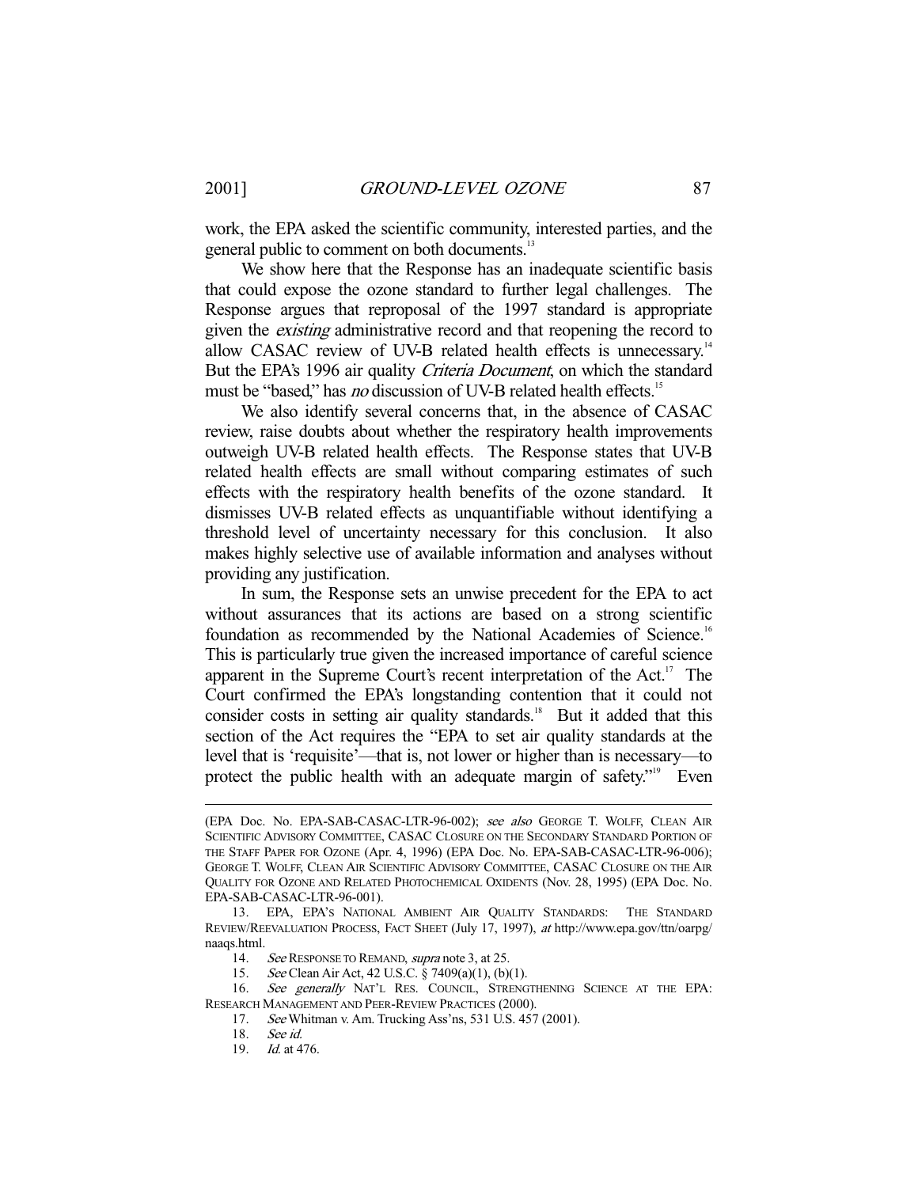work, the EPA asked the scientific community, interested parties, and the general public to comment on both documents.[13]

We show here that the Response has an inadequate scientific basis that could expose the ozone standard to further legal challenges. The Response argues that reproposal of the 1997 standard is appropriate given the *existing* administrative record and that reopening the record to allow CASAC review of UV-B related health effects is unnecessary.[14] But the EPA's 1996 air quality *Criteria Document*, on which the standard must be "based," has *no* discussion of UV-B related health effects.[15]

We also identify several concerns that, in the absence of CASAC review, raise doubts about whether the respiratory health improvements outweigh UV-B related health effects. The Response states that UV-B related health effects are small without comparing estimates of such effects with the respiratory health benefits of the ozone standard. It dismisses UV-B related effects as unquantifiable without identifying a threshold level of uncertainty necessary for this conclusion. It also makes highly selective use of available information and analyses without providing any justification.

In sum, the Response sets an unwise precedent for the EPA to act without assurances that its actions are based on a strong scientific foundation as recommended by the National Academies of Science.[16] This is particularly true given the increased importance of careful science apparent in the Supreme Court's recent interpretation of the Act.[17] The Court confirmed the EPA's longstanding contention that it could not consider costs in setting air quality standards.[18] But it added that this section of the Act requires the "EPA to set air quality standards at the level that is 'requisite'—that is, not lower or higher than is necessary—to protect the public health with an adequate margin of safety."[19] Even

---

(EPA Doc. No. EPA-SAB-CASAC-LTR-96-002); *see also* GEORGE T. WOLFF, CLEAN AIR SCIENTIFIC ADVISORY COMMITTEE, CASAC CLOSURE ON THE SECONDARY STANDARD PORTION OF THE STAFF PAPER FOR OZONE (Apr. 4, 1996) (EPA Doc. No. EPA-SAB-CASAC-LTR-96-006); GEORGE T. WOLFF, CLEAN AIR SCIENTIFIC ADVISORY COMMITTEE, CASAC CLOSURE ON THE AIR QUALITY FOR OZONE AND RELATED PHOTOCHEMICAL OXIDENTS (Nov. 28, 1995) (EPA Doc. No. EPA-SAB-CASAC-LTR-96-001).

13. EPA, EPA'S NATIONAL AMBIENT AIR QUALITY STANDARDS: THE STANDARD REVIEW/REEVALUATION PROCESS, FACT SHEET (July 17, 1997), *at* http://www.epa.gov/ttn/oarpg/naaqs.html.

14. *See* RESPONSE TO REMAND, *supra* note 3, at 25.

15. *See* Clean Air Act, 42 U.S.C. § 7409(a)(1), (b)(1).

16. *See generally* NAT'L RES. COUNCIL, STRENGTHENING SCIENCE AT THE EPA: RESEARCH MANAGEMENT AND PEER-REVIEW PRACTICES (2000).

17. *See* Whitman v. Am. Trucking Ass'ns, 531 U.S. 457 (2001).

18. *See id.*

19. *Id.* at 476.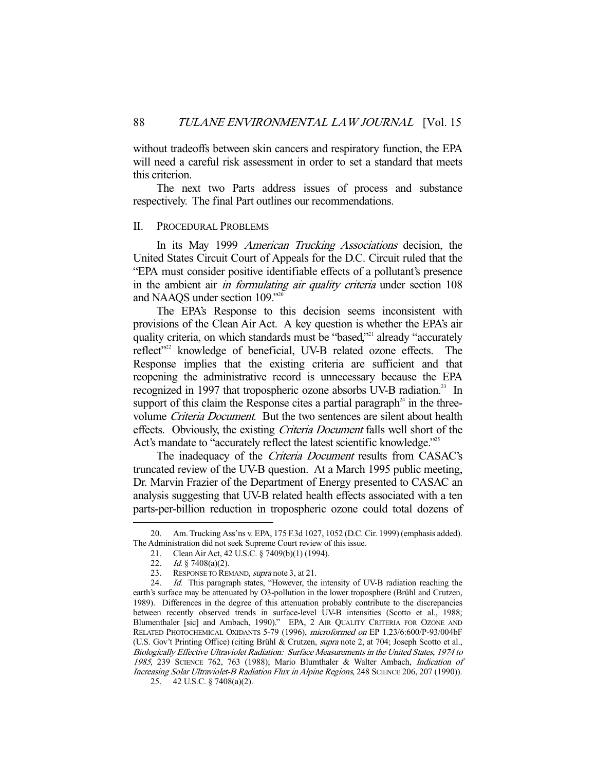without tradeoffs between skin cancers and respiratory function, the EPA will need a careful risk assessment in order to set a standard that meets this criterion.

The next two Parts address issues of process and substance respectively. The final Part outlines our recommendations.

## II. PROCEDURAL PROBLEMS

In its May 1999 *American Trucking Associations* decision, the United States Circuit Court of Appeals for the D.C. Circuit ruled that the "EPA must consider positive identifiable effects of a pollutant's presence in the ambient air *in formulating air quality criteria* under section 108 and NAAQS under section 109."[20]

The EPA's Response to this decision seems inconsistent with provisions of the Clean Air Act. A key question is whether the EPA's air quality criteria, on which standards must be "based,"[21] already "accurately reflect"[22] knowledge of beneficial, UV-B related ozone effects. The Response implies that the existing criteria are sufficient and that reopening the administrative record is unnecessary because the EPA recognized in 1997 that tropospheric ozone absorbs UV-B radiation.[23] In support of this claim the Response cites a partial paragraph[24] in the three-volume *Criteria Document*. But the two sentences are silent about health effects. Obviously, the existing *Criteria Document* falls well short of the Act's mandate to "accurately reflect the latest scientific knowledge."[25]

The inadequacy of the *Criteria Document* results from CASAC's truncated review of the UV-B question. At a March 1995 public meeting, Dr. Marvin Frazier of the Department of Energy presented to CASAC an analysis suggesting that UV-B related health effects associated with a ten parts-per-billion reduction in tropospheric ozone could total dozens of

---

20. Am. Trucking Ass'ns v. EPA, 175 F.3d 1027, 1052 (D.C. Cir. 1999) (emphasis added). The Administration did not seek Supreme Court review of this issue.

21. Clean Air Act, 42 U.S.C. § 7409(b)(1) (1994).

22. *Id.* § 7408(a)(2).

23. RESPONSE TO REMAND, *supra* note 3, at 21.

24. *Id.* This paragraph states, "However, the intensity of UV-B radiation reaching the earth's surface may be attenuated by O3-pollution in the lower troposphere (Brühl and Crutzen, 1989). Differences in the degree of this attenuation probably contribute to the discrepancies between recently observed trends in surface-level UV-B intensities (Scotto et al., 1988; Blumenthaler [sic] and Ambach, 1990)." EPA, 2 AIR QUALITY CRITERIA FOR OZONE AND RELATED PHOTOCHEMICAL OXIDANTS 5-79 (1996), *microformed on* EP 1.23/6:600/P-93/004bF (U.S. Gov't Printing Office) (citing Brühl & Crutzen, *supra* note 2, at 704; Joseph Scotto et al., *Biologically Effective Ultraviolet Radiation: Surface Measurements in the United States, 1974 to 1985*, 239 SCIENCE 762, 763 (1988); Mario Blumthaler & Walter Ambach, *Indication of Increasing Solar Ultraviolet-B Radiation Flux in Alpine Regions*, 248 SCIENCE 206, 207 (1990)).

25. 42 U.S.C. § 7408(a)(2).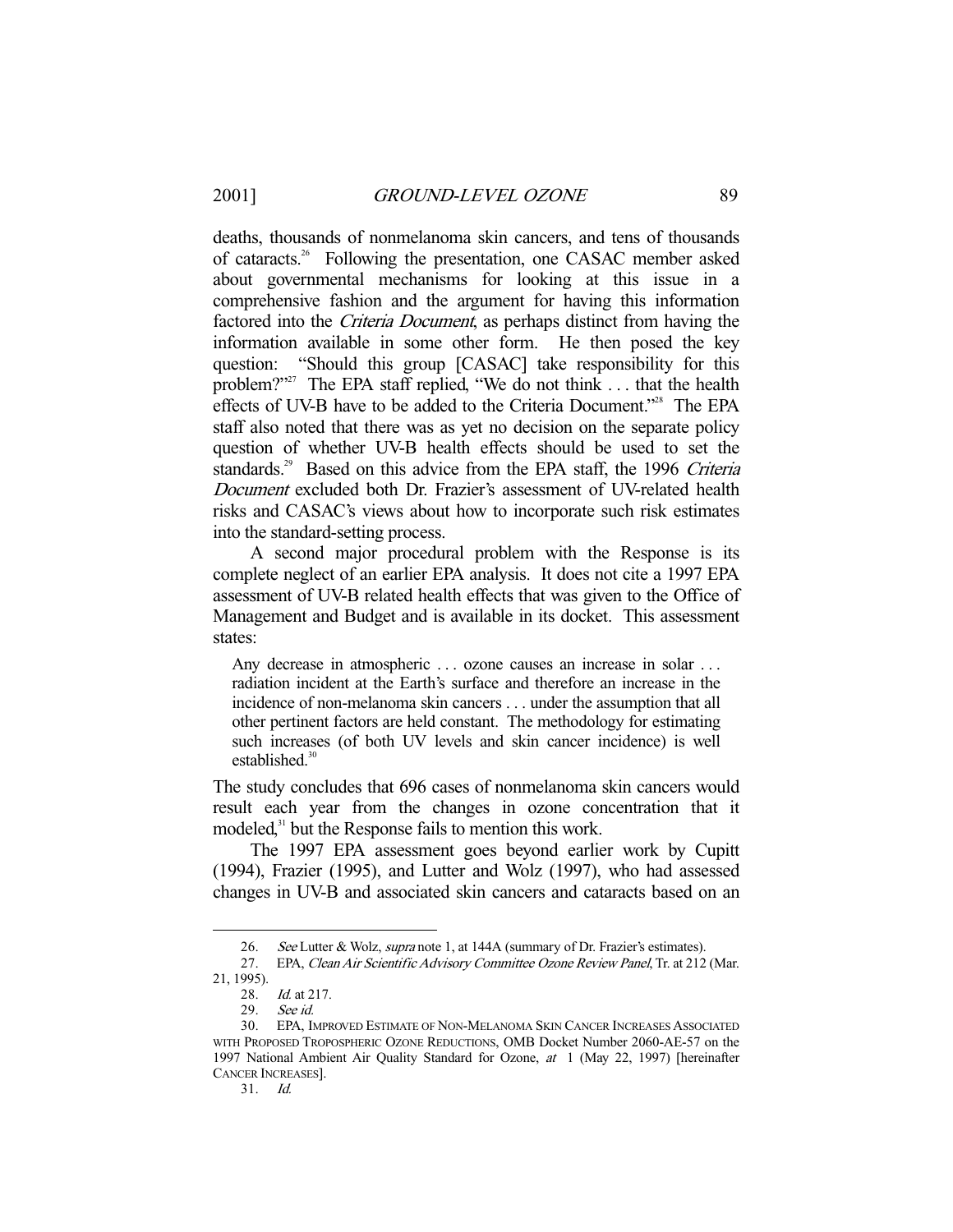deaths, thousands of nonmelanoma skin cancers, and tens of thousands of cataracts.[26] Following the presentation, one CASAC member asked about governmental mechanisms for looking at this issue in a comprehensive fashion and the argument for having this information factored into the *Criteria Document*, as perhaps distinct from having the information available in some other form. He then posed the key question: "Should this group [CASAC] take responsibility for this problem?"[27] The EPA staff replied, "We do not think . . . that the health effects of UV-B have to be added to the Criteria Document."[28] The EPA staff also noted that there was as yet no decision on the separate policy question of whether UV-B health effects should be used to set the standards.[29] Based on this advice from the EPA staff, the 1996 *Criteria Document* excluded both Dr. Frazier's assessment of UV-related health risks and CASAC's views about how to incorporate such risk estimates into the standard-setting process.

A second major procedural problem with the Response is its complete neglect of an earlier EPA analysis. It does not cite a 1997 EPA assessment of UV-B related health effects that was given to the Office of Management and Budget and is available in its docket. This assessment states:

> Any decrease in atmospheric . . . ozone causes an increase in solar . . . radiation incident at the Earth's surface and therefore an increase in the incidence of non-melanoma skin cancers . . . under the assumption that all other pertinent factors are held constant. The methodology for estimating such increases (of both UV levels and skin cancer incidence) is well established.[30]

The study concludes that 696 cases of nonmelanoma skin cancers would result each year from the changes in ozone concentration that it modeled,[31] but the Response fails to mention this work.

The 1997 EPA assessment goes beyond earlier work by Cupitt (1994), Frazier (1995), and Lutter and Wolz (1997), who had assessed changes in UV-B and associated skin cancers and cataracts based on an

---

26. *See* Lutter & Wolz, *supra* note 1, at 144A (summary of Dr. Frazier's estimates).

27. EPA, *Clean Air Scientific Advisory Committee Ozone Review Panel*, Tr. at 212 (Mar. 21, 1995).

28. *Id.* at 217.

29. *See id.*

30. EPA, IMPROVED ESTIMATE OF NON-MELANOMA SKIN CANCER INCREASES ASSOCIATED WITH PROPOSED TROPOSPHERIC OZONE REDUCTIONS, OMB Docket Number 2060-AE-57 on the 1997 National Ambient Air Quality Standard for Ozone, *at* 1 (May 22, 1997) [hereinafter CANCER INCREASES].

31. *Id.*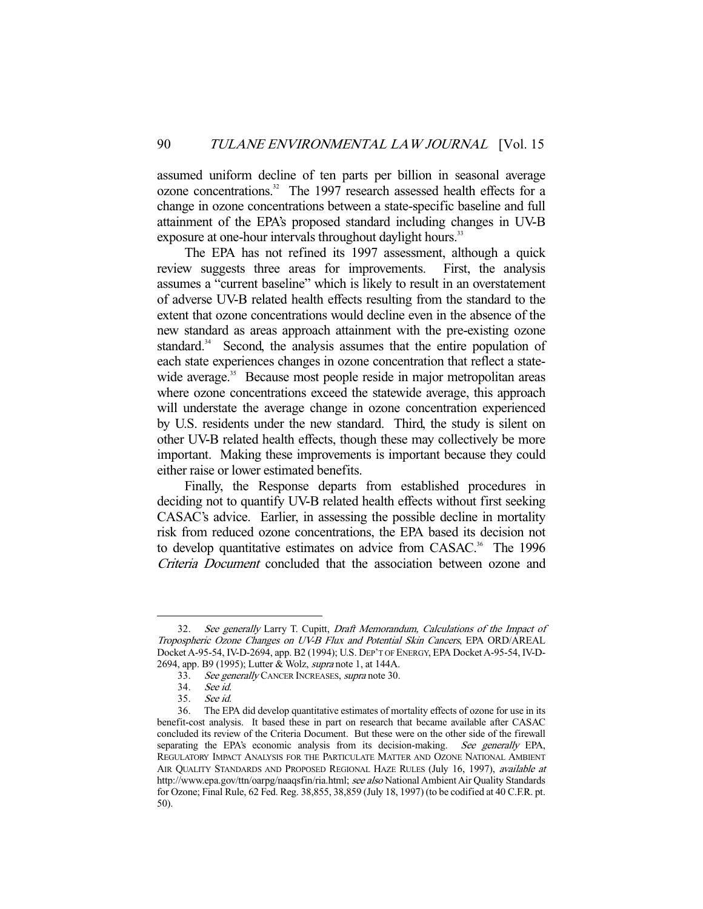assumed uniform decline of ten parts per billion in seasonal average ozone concentrations.[32] The 1997 research assessed health effects for a change in ozone concentrations between a state-specific baseline and full attainment of the EPA's proposed standard including changes in UV-B exposure at one-hour intervals throughout daylight hours.[33]

The EPA has not refined its 1997 assessment, although a quick review suggests three areas for improvements. First, the analysis assumes a "current baseline" which is likely to result in an overstatement of adverse UV-B related health effects resulting from the standard to the extent that ozone concentrations would decline even in the absence of the new standard as areas approach attainment with the pre-existing ozone standard.[34] Second, the analysis assumes that the entire population of each state experiences changes in ozone concentration that reflect a state-wide average.[35] Because most people reside in major metropolitan areas where ozone concentrations exceed the statewide average, this approach will understate the average change in ozone concentration experienced by U.S. residents under the new standard. Third, the study is silent on other UV-B related health effects, though these may collectively be more important. Making these improvements is important because they could either raise or lower estimated benefits.

Finally, the Response departs from established procedures in deciding not to quantify UV-B related health effects without first seeking CASAC's advice. Earlier, in assessing the possible decline in mortality risk from reduced ozone concentrations, the EPA based its decision not to develop quantitative estimates on advice from CASAC.[36] The 1996 *Criteria Document* concluded that the association between ozone and

---

32. *See generally* Larry T. Cupitt, *Draft Memorandum, Calculations of the Impact of Tropospheric Ozone Changes on UV-B Flux and Potential Skin Cancers*, EPA ORD/AREAL Docket A-95-54, IV-D-2694, app. B2 (1994); U.S. DEP'T OF ENERGY, EPA Docket A-95-54, IV-D-2694, app. B9 (1995); Lutter & Wolz, *supra* note 1, at 144A.

33. *See generally* CANCER INCREASES, *supra* note 30.

34. *See id.*

35. *See id.*

36. The EPA did develop quantitative estimates of mortality effects of ozone for use in its benefit-cost analysis. It based these in part on research that became available after CASAC concluded its review of the Criteria Document. But these were on the other side of the firewall separating the EPA's economic analysis from its decision-making. *See generally* EPA, REGULATORY IMPACT ANALYSIS FOR THE PARTICULATE MATTER AND OZONE NATIONAL AMBIENT AIR QUALITY STANDARDS AND PROPOSED REGIONAL HAZE RULES (July 16, 1997), *available at* http://www.epa.gov/ttn/oarpg/naaqsfin/ria.html; *see also* National Ambient Air Quality Standards for Ozone; Final Rule, 62 Fed. Reg. 38,855, 38,859 (July 18, 1997) (to be codified at 40 C.F.R. pt. 50).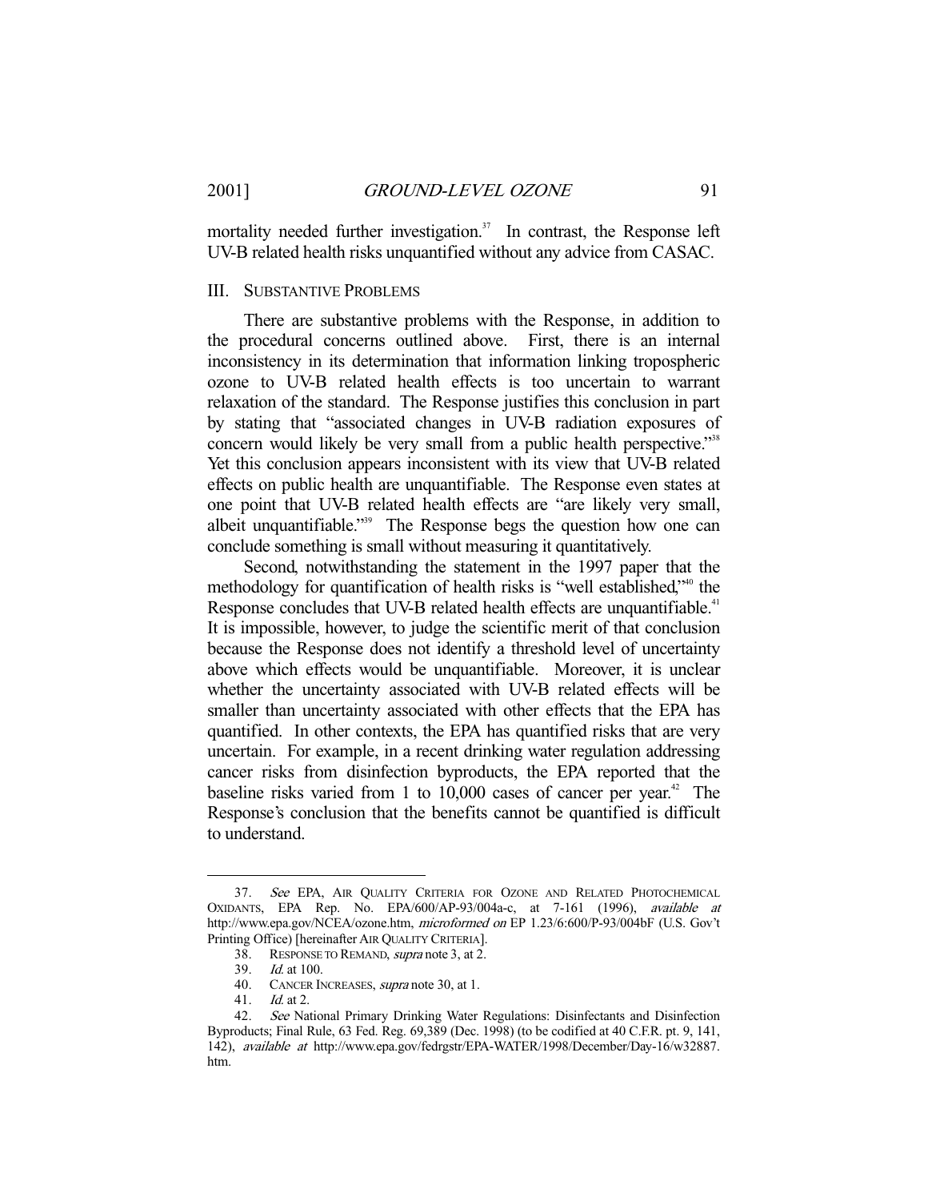mortality needed further investigation.[37] In contrast, the Response left UV-B related health risks unquantified without any advice from CASAC.

## III. SUBSTANTIVE PROBLEMS

There are substantive problems with the Response, in addition to the procedural concerns outlined above. First, there is an internal inconsistency in its determination that information linking tropospheric ozone to UV-B related health effects is too uncertain to warrant relaxation of the standard. The Response justifies this conclusion in part by stating that "associated changes in UV-B radiation exposures of concern would likely be very small from a public health perspective."[38] Yet this conclusion appears inconsistent with its view that UV-B related effects on public health are unquantifiable. The Response even states at one point that UV-B related health effects are "are likely very small, albeit unquantifiable."[39] The Response begs the question how one can conclude something is small without measuring it quantitatively.

Second, notwithstanding the statement in the 1997 paper that the methodology for quantification of health risks is "well established,"[40] the Response concludes that UV-B related health effects are unquantifiable.[41] It is impossible, however, to judge the scientific merit of that conclusion because the Response does not identify a threshold level of uncertainty above which effects would be unquantifiable. Moreover, it is unclear whether the uncertainty associated with UV-B related effects will be smaller than uncertainty associated with other effects that the EPA has quantified. In other contexts, the EPA has quantified risks that are very uncertain. For example, in a recent drinking water regulation addressing cancer risks from disinfection byproducts, the EPA reported that the baseline risks varied from 1 to 10,000 cases of cancer per year.[42] The Response's conclusion that the benefits cannot be quantified is difficult to understand.

---

37. *See* EPA, AIR QUALITY CRITERIA FOR OZONE AND RELATED PHOTOCHEMICAL OXIDANTS, EPA Rep. No. EPA/600/AP-93/004a-c, at 7-161 (1996), *available at* http://www.epa.gov/NCEA/ozone.htm, *microformed on* EP 1.23/6:600/P-93/004bF (U.S. Gov't Printing Office) [hereinafter AIR QUALITY CRITERIA].

38. RESPONSE TO REMAND, *supra* note 3, at 2.

39. *Id.* at 100.

40. CANCER INCREASES, *supra* note 30, at 1.

41. *Id.* at 2.

42. *See* National Primary Drinking Water Regulations: Disinfectants and Disinfection Byproducts; Final Rule, 63 Fed. Reg. 69,389 (Dec. 1998) (to be codified at 40 C.F.R. pt. 9, 141, 142), *available at* http://www.epa.gov/fedrgstr/EPA-WATER/1998/December/Day-16/w32887.htm.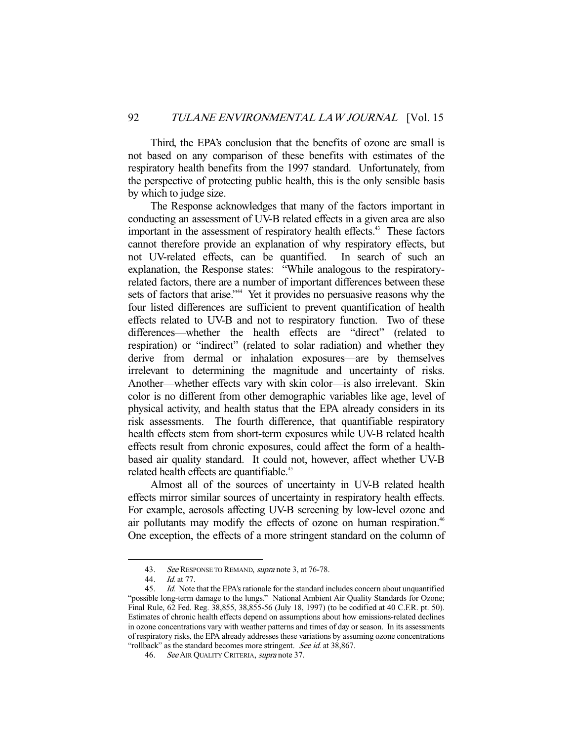Third, the EPA's conclusion that the benefits of ozone are small is not based on any comparison of these benefits with estimates of the respiratory health benefits from the 1997 standard. Unfortunately, from the perspective of protecting public health, this is the only sensible basis by which to judge size.

The Response acknowledges that many of the factors important in conducting an assessment of UV-B related effects in a given area are also important in the assessment of respiratory health effects.[43] These factors cannot therefore provide an explanation of why respiratory effects, but not UV-related effects, can be quantified. In search of such an explanation, the Response states: "While analogous to the respiratory-related factors, there are a number of important differences between these sets of factors that arise."[44] Yet it provides no persuasive reasons why the four listed differences are sufficient to prevent quantification of health effects related to UV-B and not to respiratory function. Two of these differences—whether the health effects are "direct" (related to respiration) or "indirect" (related to solar radiation) and whether they derive from dermal or inhalation exposures—are by themselves irrelevant to determining the magnitude and uncertainty of risks. Another—whether effects vary with skin color—is also irrelevant. Skin color is no different from other demographic variables like age, level of physical activity, and health status that the EPA already considers in its risk assessments. The fourth difference, that quantifiable respiratory health effects stem from short-term exposures while UV-B related health effects result from chronic exposures, could affect the form of a health-based air quality standard. It could not, however, affect whether UV-B related health effects are quantifiable.[45]

Almost all of the sources of uncertainty in UV-B related health effects mirror similar sources of uncertainty in respiratory health effects. For example, aerosols affecting UV-B screening by low-level ozone and air pollutants may modify the effects of ozone on human respiration.[46] One exception, the effects of a more stringent standard on the column of

---

43. *See* RESPONSE TO REMAND, *supra* note 3, at 76-78.

44. *Id.* at 77.

45. *Id.* Note that the EPA's rationale for the standard includes concern about unquantified "possible long-term damage to the lungs." National Ambient Air Quality Standards for Ozone; Final Rule, 62 Fed. Reg. 38,855, 38,855-56 (July 18, 1997) (to be codified at 40 C.F.R. pt. 50). Estimates of chronic health effects depend on assumptions about how emissions-related declines in ozone concentrations vary with weather patterns and times of day or season. In its assessments of respiratory risks, the EPA already addresses these variations by assuming ozone concentrations "rollback" as the standard becomes more stringent. *See id.* at 38,867.

46. *See* AIR QUALITY CRITERIA, *supra* note 37.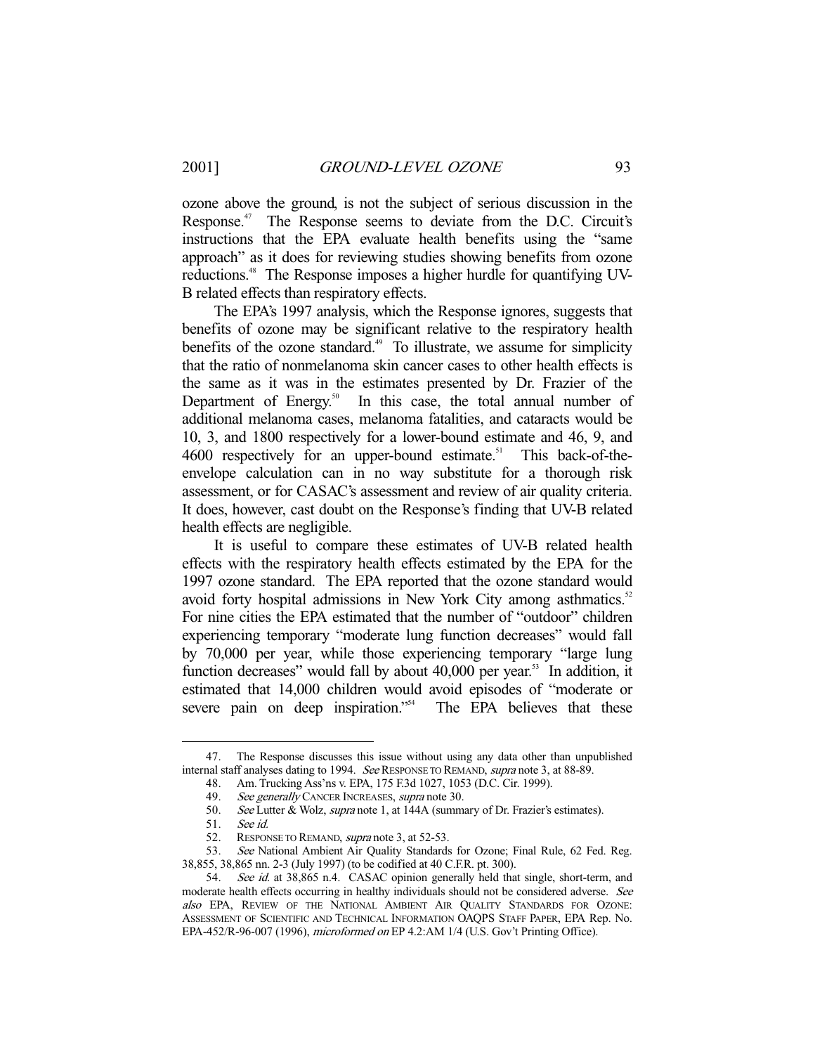ozone above the ground, is not the subject of serious discussion in the Response.[47] The Response seems to deviate from the D.C. Circuit's instructions that the EPA evaluate health benefits using the "same approach" as it does for reviewing studies showing benefits from ozone reductions.[48] The Response imposes a higher hurdle for quantifying UV-B related effects than respiratory effects.

The EPA's 1997 analysis, which the Response ignores, suggests that benefits of ozone may be significant relative to the respiratory health benefits of the ozone standard.[49] To illustrate, we assume for simplicity that the ratio of nonmelanoma skin cancer cases to other health effects is the same as it was in the estimates presented by Dr. Frazier of the Department of Energy.[50] In this case, the total annual number of additional melanoma cases, melanoma fatalities, and cataracts would be 10, 3, and 1800 respectively for a lower-bound estimate and 46, 9, and 4600 respectively for an upper-bound estimate.[51] This back-of-the-envelope calculation can in no way substitute for a thorough risk assessment, or for CASAC's assessment and review of air quality criteria. It does, however, cast doubt on the Response's finding that UV-B related health effects are negligible.

It is useful to compare these estimates of UV-B related health effects with the respiratory health effects estimated by the EPA for the 1997 ozone standard. The EPA reported that the ozone standard would avoid forty hospital admissions in New York City among asthmatics.[52] For nine cities the EPA estimated that the number of "outdoor" children experiencing temporary "moderate lung function decreases" would fall by 70,000 per year, while those experiencing temporary "large lung function decreases" would fall by about 40,000 per year.[53] In addition, it estimated that 14,000 children would avoid episodes of "moderate or severe pain on deep inspiration."[54] The EPA believes that these

---

47. The Response discusses this issue without using any data other than unpublished internal staff analyses dating to 1994. *See* RESPONSE TO REMAND, *supra* note 3, at 88-89.

48. Am. Trucking Ass'ns v. EPA, 175 F.3d 1027, 1053 (D.C. Cir. 1999).

49. *See generally* CANCER INCREASES, *supra* note 30.

50. *See* Lutter & Wolz, *supra* note 1, at 144A (summary of Dr. Frazier's estimates).

51. *See id.*

52. RESPONSE TO REMAND, *supra* note 3, at 52-53.

53. *See* National Ambient Air Quality Standards for Ozone; Final Rule, 62 Fed. Reg. 38,855, 38,865 nn. 2-3 (July 1997) (to be codified at 40 C.F.R. pt. 300).

54. *See id.* at 38,865 n.4. CASAC opinion generally held that single, short-term, and moderate health effects occurring in healthy individuals should not be considered adverse. *See also* EPA, REVIEW OF THE NATIONAL AMBIENT AIR QUALITY STANDARDS FOR OZONE: ASSESSMENT OF SCIENTIFIC AND TECHNICAL INFORMATION OAQPS STAFF PAPER, EPA Rep. No. EPA-452/R-96-007 (1996), *microformed on* EP 4.2:AM 1/4 (U.S. Gov't Printing Office).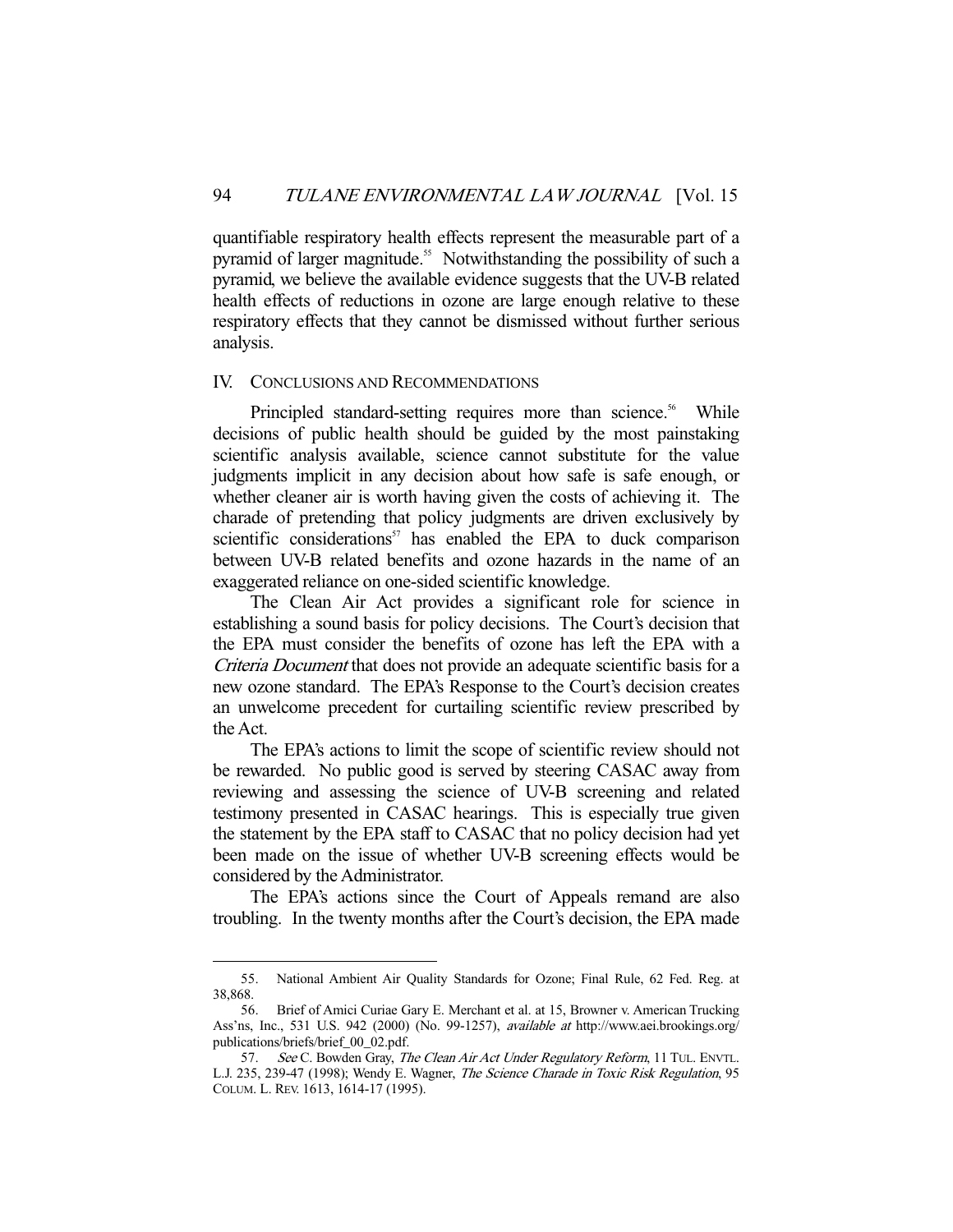quantifiable respiratory health effects represent the measurable part of a pyramid of larger magnitude.[55] Notwithstanding the possibility of such a pyramid, we believe the available evidence suggests that the UV-B related health effects of reductions in ozone are large enough relative to these respiratory effects that they cannot be dismissed without further serious analysis.

## IV. CONCLUSIONS AND RECOMMENDATIONS

Principled standard-setting requires more than science.[56] While decisions of public health should be guided by the most painstaking scientific analysis available, science cannot substitute for the value judgments implicit in any decision about how safe is safe enough, or whether cleaner air is worth having given the costs of achieving it. The charade of pretending that policy judgments are driven exclusively by scientific considerations[57] has enabled the EPA to duck comparison between UV-B related benefits and ozone hazards in the name of an exaggerated reliance on one-sided scientific knowledge.

The Clean Air Act provides a significant role for science in establishing a sound basis for policy decisions. The Court's decision that the EPA must consider the benefits of ozone has left the EPA with a *Criteria Document* that does not provide an adequate scientific basis for a new ozone standard. The EPA's Response to the Court's decision creates an unwelcome precedent for curtailing scientific review prescribed by the Act.

The EPA's actions to limit the scope of scientific review should not be rewarded. No public good is served by steering CASAC away from reviewing and assessing the science of UV-B screening and related testimony presented in CASAC hearings. This is especially true given the statement by the EPA staff to CASAC that no policy decision had yet been made on the issue of whether UV-B screening effects would be considered by the Administrator.

The EPA's actions since the Court of Appeals remand are also troubling. In the twenty months after the Court's decision, the EPA made

---

55. National Ambient Air Quality Standards for Ozone; Final Rule, 62 Fed. Reg. at 38,868.

56. Brief of Amici Curiae Gary E. Merchant et al. at 15, Browner v. American Trucking Ass'ns, Inc., 531 U.S. 942 (2000) (No. 99-1257), *available at* http://www.aei.brookings.org/publications/briefs/brief_00_02.pdf.

57. *See* C. Bowden Gray, *The Clean Air Act Under Regulatory Reform*, 11 TUL. ENVTL. L.J. 235, 239-47 (1998); Wendy E. Wagner, *The Science Charade in Toxic Risk Regulation*, 95 COLUM. L. REV. 1613, 1614-17 (1995).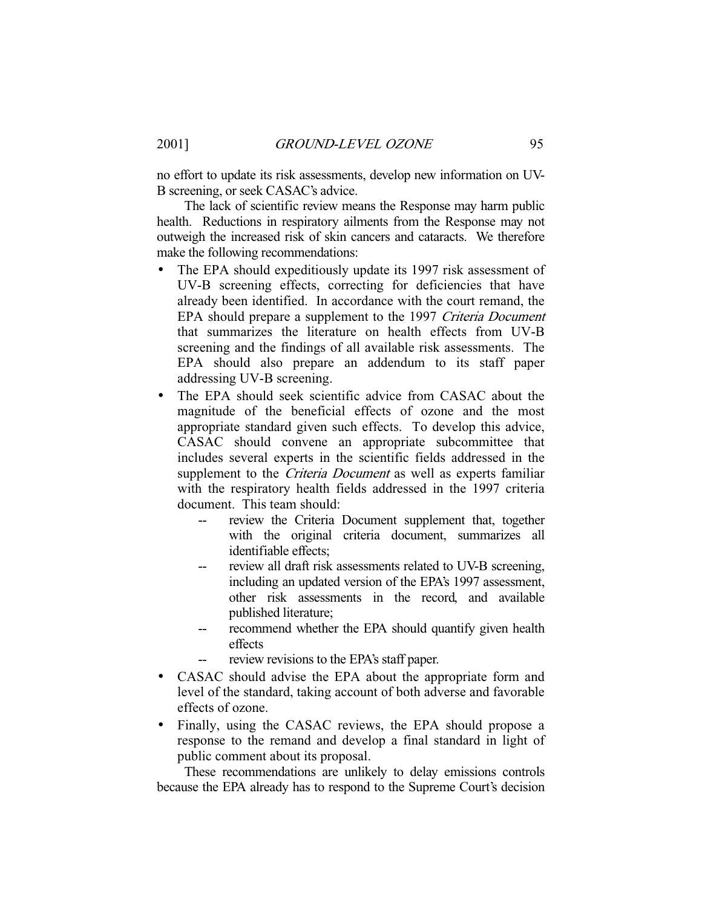no effort to update its risk assessments, develop new information on UV-B screening, or seek CASAC's advice.

The lack of scientific review means the Response may harm public health. Reductions in respiratory ailments from the Response may not outweigh the increased risk of skin cancers and cataracts. We therefore make the following recommendations:

- The EPA should expeditiously update its 1997 risk assessment of UV-B screening effects, correcting for deficiencies that have already been identified. In accordance with the court remand, the EPA should prepare a supplement to the 1997 *Criteria Document* that summarizes the literature on health effects from UV-B screening and the findings of all available risk assessments. The EPA should also prepare an addendum to its staff paper addressing UV-B screening.
- The EPA should seek scientific advice from CASAC about the magnitude of the beneficial effects of ozone and the most appropriate standard given such effects. To develop this advice, CASAC should convene an appropriate subcommittee that includes several experts in the scientific fields addressed in the supplement to the *Criteria Document* as well as experts familiar with the respiratory health fields addressed in the 1997 criteria document. This team should:
  - -- review the Criteria Document supplement that, together with the original criteria document, summarizes all identifiable effects;
  - -- review all draft risk assessments related to UV-B screening, including an updated version of the EPA's 1997 assessment, other risk assessments in the record, and available published literature;
  - -- recommend whether the EPA should quantify given health effects
  - -- review revisions to the EPA's staff paper.
- CASAC should advise the EPA about the appropriate form and level of the standard, taking account of both adverse and favorable effects of ozone.
- Finally, using the CASAC reviews, the EPA should propose a response to the remand and develop a final standard in light of public comment about its proposal.

These recommendations are unlikely to delay emissions controls because the EPA already has to respond to the Supreme Court's decision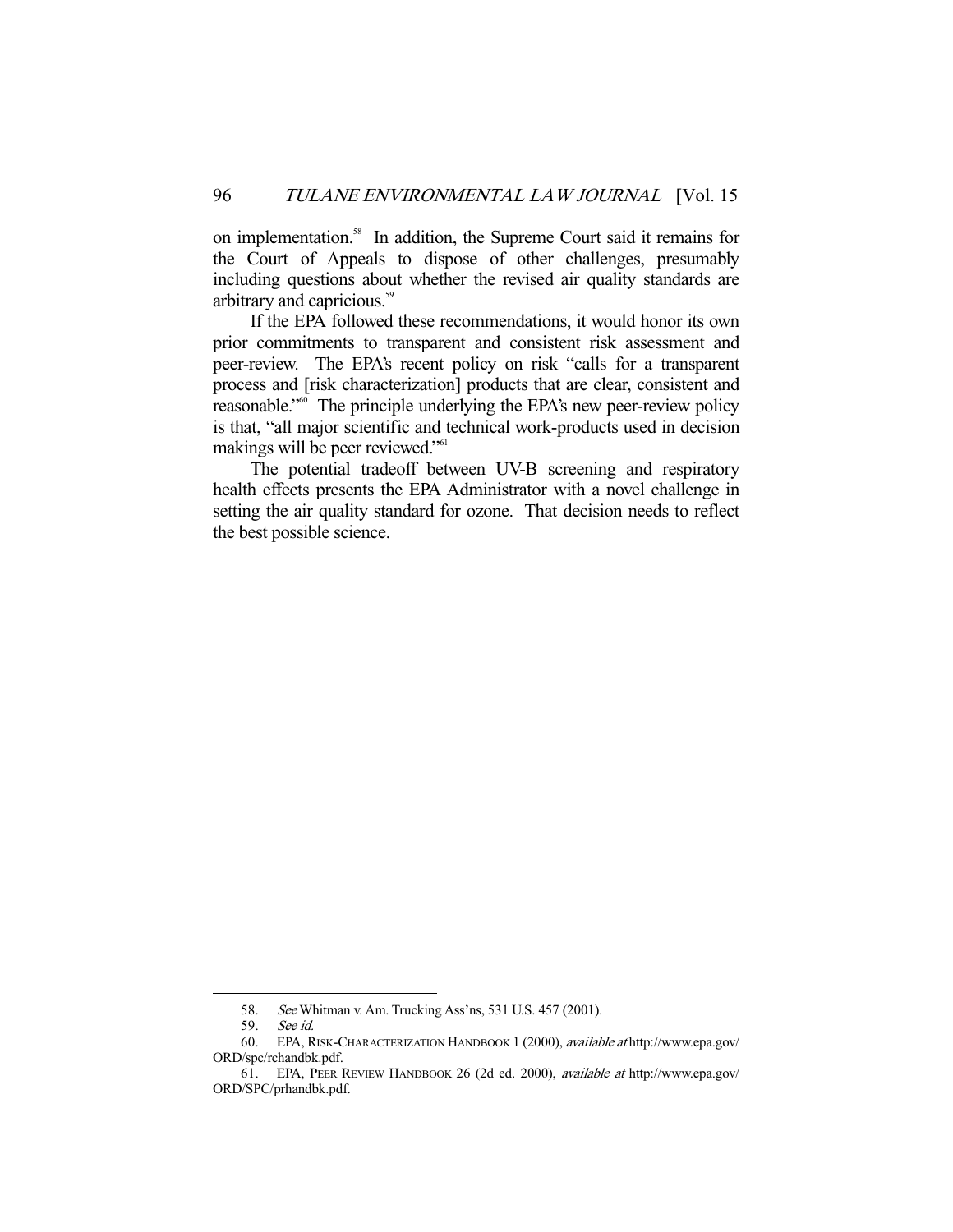on implementation.[58] In addition, the Supreme Court said it remains for the Court of Appeals to dispose of other challenges, presumably including questions about whether the revised air quality standards are arbitrary and capricious.[59]

If the EPA followed these recommendations, it would honor its own prior commitments to transparent and consistent risk assessment and peer-review. The EPA's recent policy on risk "calls for a transparent process and [risk characterization] products that are clear, consistent and reasonable."[60] The principle underlying the EPA's new peer-review policy is that, "all major scientific and technical work-products used in decision makings will be peer reviewed."[61]

The potential tradeoff between UV-B screening and respiratory health effects presents the EPA Administrator with a novel challenge in setting the air quality standard for ozone. That decision needs to reflect the best possible science.

---

58. *See* Whitman v. Am. Trucking Ass'ns, 531 U.S. 457 (2001).

59. *See id.*

60. EPA, RISK-CHARACTERIZATION HANDBOOK 1 (2000), *available at* http://www.epa.gov/ORD/spc/rchandbk.pdf.

61. EPA, PEER REVIEW HANDBOOK 26 (2d ed. 2000), *available at* http://www.epa.gov/ORD/SPC/prhandbk.pdf.